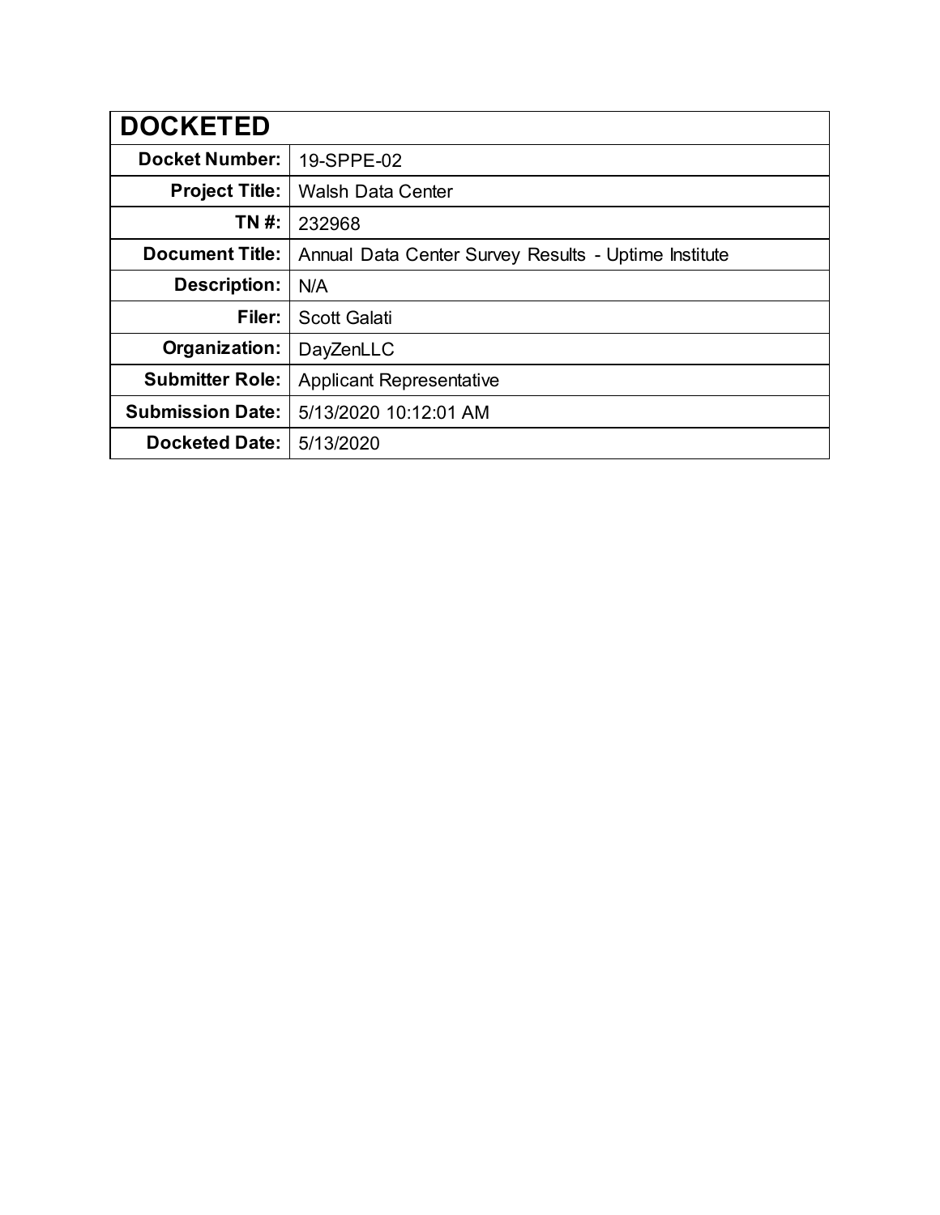| DOCKETED | |
|---|---|
| **Docket Number:** | 19-SPPE-02 |
| **Project Title:** | Walsh Data Center |
| **TN #:** | 232968 |
| **Document Title:** | Annual Data Center Survey Results - Uptime Institute |
| **Description:** | N/A |
| **Filer:** | Scott Galati |
| **Organization:** | DayZenLLC |
| **Submitter Role:** | Applicant Representative |
| **Submission Date:** | 5/13/2020 10:12:01 AM |
| **Docketed Date:** | 5/13/2020 |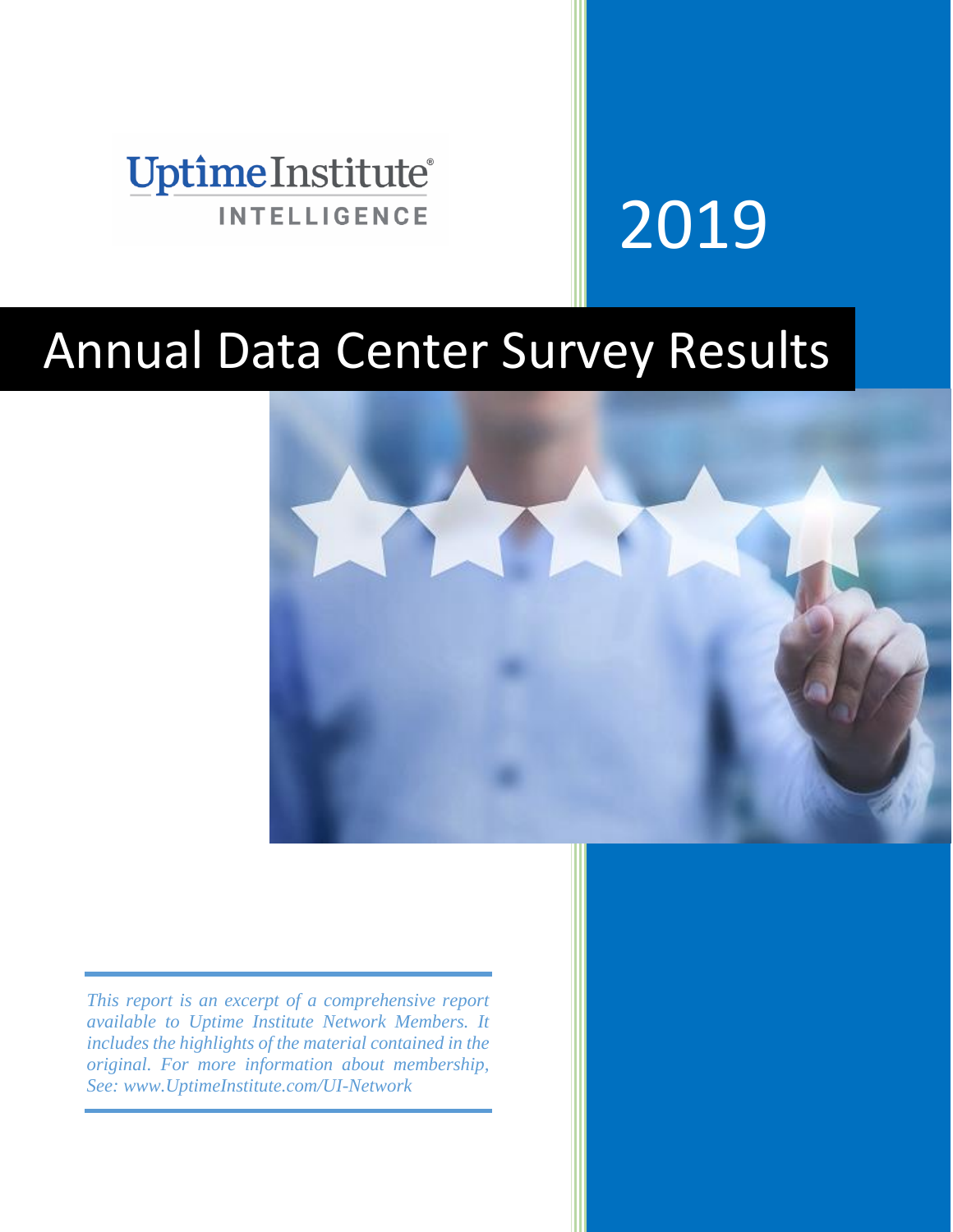Uptime Institute
INTELLIGENCE

# 2019

# Annual Data Center Survey Results

*This report is an excerpt of a comprehensive report available to Uptime Institute Network Members. It includes the highlights of the material contained in the original. For more information about membership, See: www.UptimeInstitute.com/UI-Network*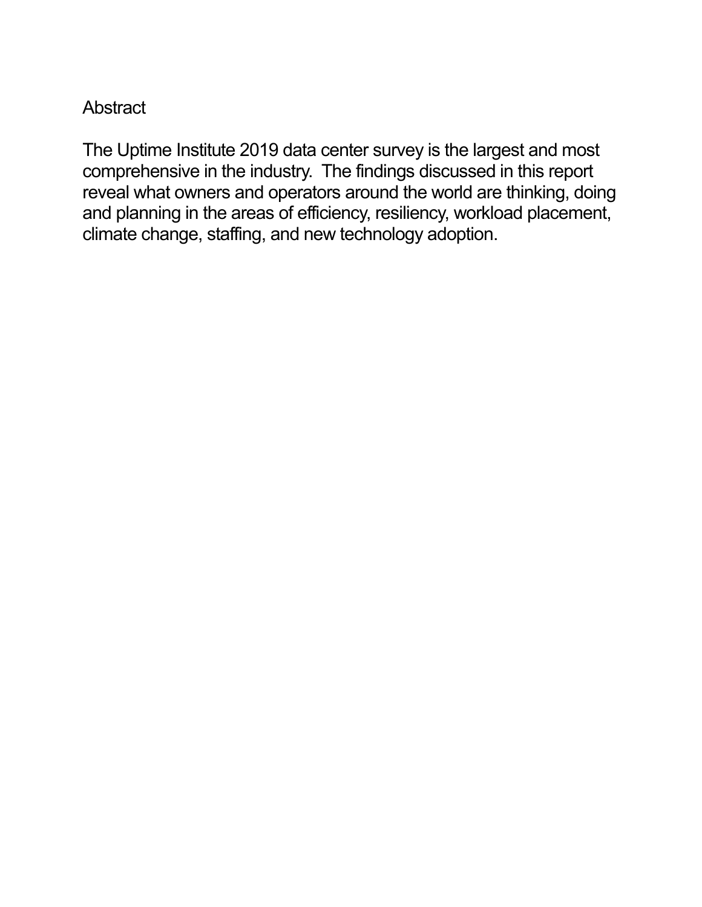## Abstract

The Uptime Institute 2019 data center survey is the largest and most comprehensive in the industry. The findings discussed in this report reveal what owners and operators around the world are thinking, doing and planning in the areas of efficiency, resiliency, workload placement, climate change, staffing, and new technology adoption.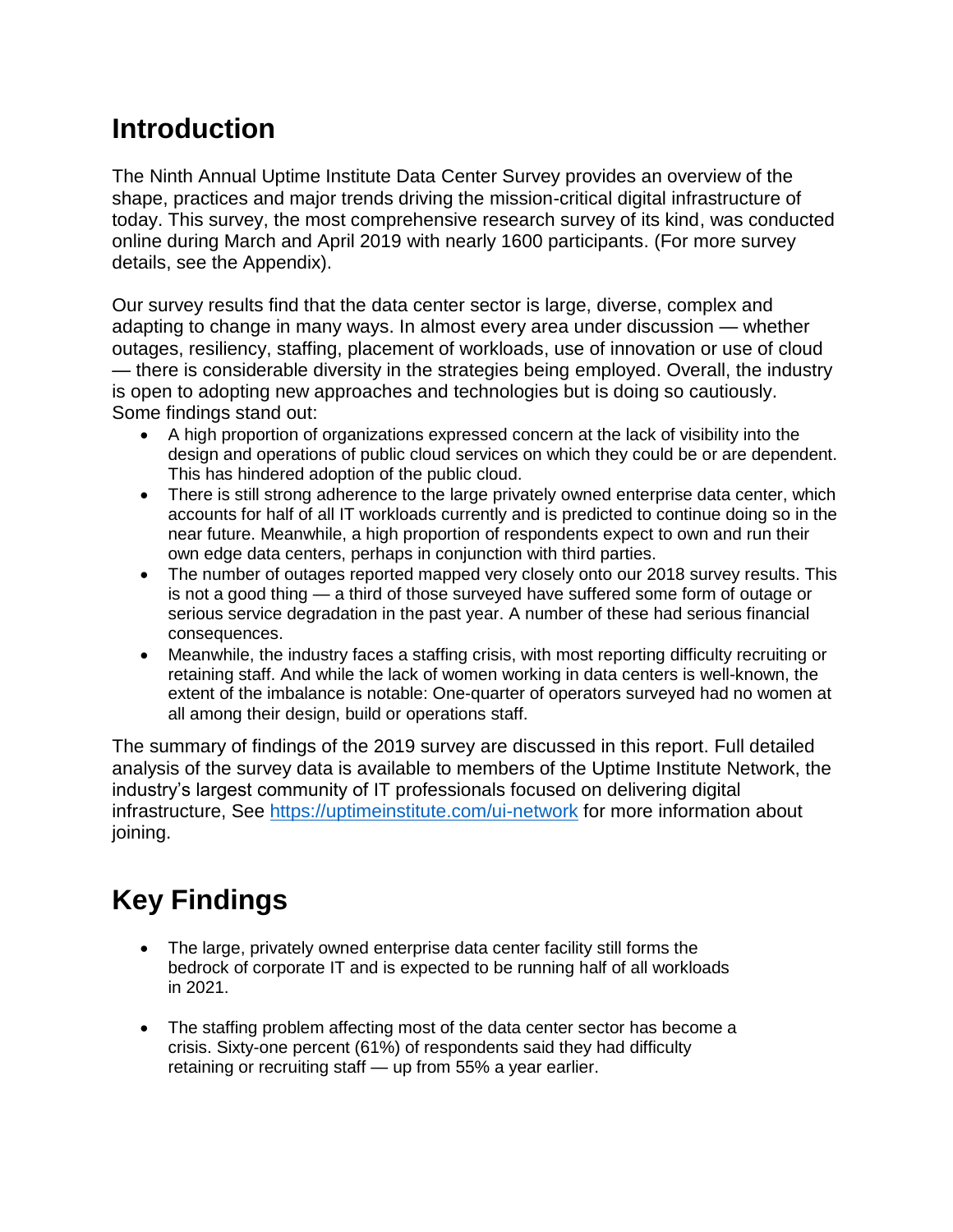## Introduction

The Ninth Annual Uptime Institute Data Center Survey provides an overview of the shape, practices and major trends driving the mission-critical digital infrastructure of today. This survey, the most comprehensive research survey of its kind, was conducted online during March and April 2019 with nearly 1600 participants. (For more survey details, see the Appendix).

Our survey results find that the data center sector is large, diverse, complex and adapting to change in many ways. In almost every area under discussion — whether outages, resiliency, staffing, placement of workloads, use of innovation or use of cloud — there is considerable diversity in the strategies being employed. Overall, the industry is open to adopting new approaches and technologies but is doing so cautiously. Some findings stand out:

- A high proportion of organizations expressed concern at the lack of visibility into the design and operations of public cloud services on which they could be or are dependent. This has hindered adoption of the public cloud.
- There is still strong adherence to the large privately owned enterprise data center, which accounts for half of all IT workloads currently and is predicted to continue doing so in the near future. Meanwhile, a high proportion of respondents expect to own and run their own edge data centers, perhaps in conjunction with third parties.
- The number of outages reported mapped very closely onto our 2018 survey results. This is not a good thing — a third of those surveyed have suffered some form of outage or serious service degradation in the past year. A number of these had serious financial consequences.
- Meanwhile, the industry faces a staffing crisis, with most reporting difficulty recruiting or retaining staff. And while the lack of women working in data centers is well-known, the extent of the imbalance is notable: One-quarter of operators surveyed had no women at all among their design, build or operations staff.

The summary of findings of the 2019 survey are discussed in this report. Full detailed analysis of the survey data is available to members of the Uptime Institute Network, the industry's largest community of IT professionals focused on delivering digital infrastructure, See [https://uptimeinstitute.com/ui-network](https://uptimeinstitute.com/ui-network) for more information about joining.

## Key Findings

- The large, privately owned enterprise data center facility still forms the bedrock of corporate IT and is expected to be running half of all workloads in 2021.
- The staffing problem affecting most of the data center sector has become a crisis. Sixty-one percent (61%) of respondents said they had difficulty retaining or recruiting staff — up from 55% a year earlier.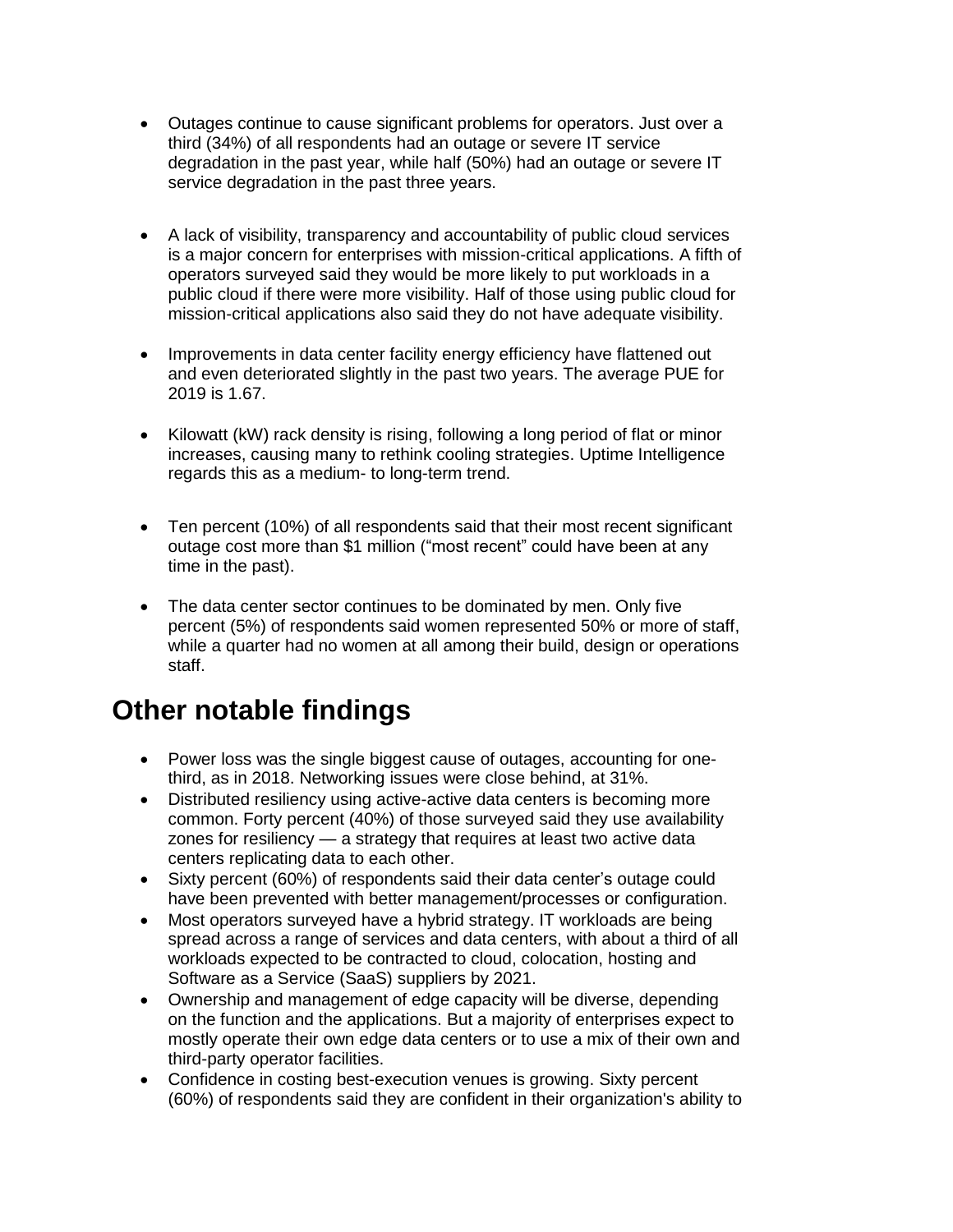- Outages continue to cause significant problems for operators. Just over a third (34%) of all respondents had an outage or severe IT service degradation in the past year, while half (50%) had an outage or severe IT service degradation in the past three years.

- A lack of visibility, transparency and accountability of public cloud services is a major concern for enterprises with mission-critical applications. A fifth of operators surveyed said they would be more likely to put workloads in a public cloud if there were more visibility. Half of those using public cloud for mission-critical applications also said they do not have adequate visibility.

- Improvements in data center facility energy efficiency have flattened out and even deteriorated slightly in the past two years. The average PUE for 2019 is 1.67.

- Kilowatt (kW) rack density is rising, following a long period of flat or minor increases, causing many to rethink cooling strategies. Uptime Intelligence regards this as a medium- to long-term trend.

- Ten percent (10%) of all respondents said that their most recent significant outage cost more than $1 million ("most recent" could have been at any time in the past).

- The data center sector continues to be dominated by men. Only five percent (5%) of respondents said women represented 50% or more of staff, while a quarter had no women at all among their build, design or operations staff.

## Other notable findings

- Power loss was the single biggest cause of outages, accounting for one-third, as in 2018. Networking issues were close behind, at 31%.
- Distributed resiliency using active-active data centers is becoming more common. Forty percent (40%) of those surveyed said they use availability zones for resiliency — a strategy that requires at least two active data centers replicating data to each other.
- Sixty percent (60%) of respondents said their data center's outage could have been prevented with better management/processes or configuration.
- Most operators surveyed have a hybrid strategy. IT workloads are being spread across a range of services and data centers, with about a third of all workloads expected to be contracted to cloud, colocation, hosting and Software as a Service (SaaS) suppliers by 2021.
- Ownership and management of edge capacity will be diverse, depending on the function and the applications. But a majority of enterprises expect to mostly operate their own edge data centers or to use a mix of their own and third-party operator facilities.
- Confidence in costing best-execution venues is growing. Sixty percent (60%) of respondents said they are confident in their organization's ability to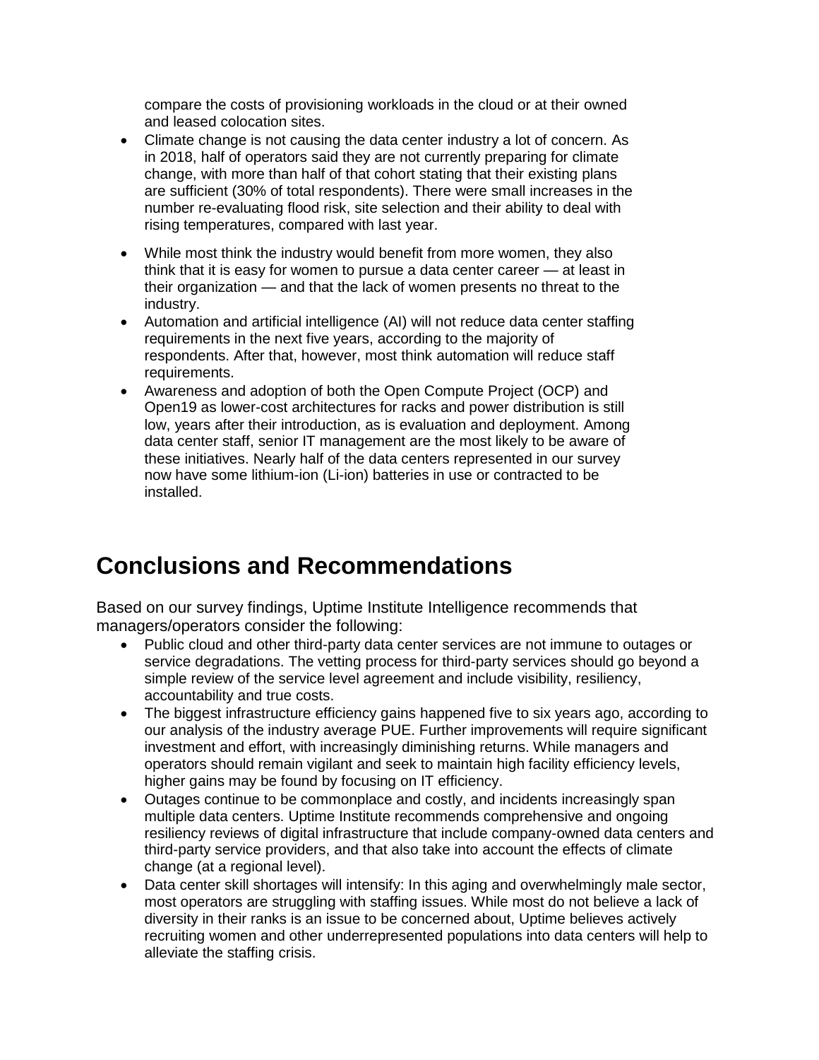compare the costs of provisioning workloads in the cloud or at their owned and leased colocation sites.

- Climate change is not causing the data center industry a lot of concern. As in 2018, half of operators said they are not currently preparing for climate change, with more than half of that cohort stating that their existing plans are sufficient (30% of total respondents). There were small increases in the number re-evaluating flood risk, site selection and their ability to deal with rising temperatures, compared with last year.

- While most think the industry would benefit from more women, they also think that it is easy for women to pursue a data center career — at least in their organization — and that the lack of women presents no threat to the industry.
- Automation and artificial intelligence (AI) will not reduce data center staffing requirements in the next five years, according to the majority of respondents. After that, however, most think automation will reduce staff requirements.
- Awareness and adoption of both the Open Compute Project (OCP) and Open19 as lower-cost architectures for racks and power distribution is still low, years after their introduction, as is evaluation and deployment. Among data center staff, senior IT management are the most likely to be aware of these initiatives. Nearly half of the data centers represented in our survey now have some lithium-ion (Li-ion) batteries in use or contracted to be installed.

# Conclusions and Recommendations

Based on our survey findings, Uptime Institute Intelligence recommends that managers/operators consider the following:

- Public cloud and other third-party data center services are not immune to outages or service degradations. The vetting process for third-party services should go beyond a simple review of the service level agreement and include visibility, resiliency, accountability and true costs.
- The biggest infrastructure efficiency gains happened five to six years ago, according to our analysis of the industry average PUE. Further improvements will require significant investment and effort, with increasingly diminishing returns. While managers and operators should remain vigilant and seek to maintain high facility efficiency levels, higher gains may be found by focusing on IT efficiency.
- Outages continue to be commonplace and costly, and incidents increasingly span multiple data centers. Uptime Institute recommends comprehensive and ongoing resiliency reviews of digital infrastructure that include company-owned data centers and third-party service providers, and that also take into account the effects of climate change (at a regional level).
- Data center skill shortages will intensify: In this aging and overwhelmingly male sector, most operators are struggling with staffing issues. While most do not believe a lack of diversity in their ranks is an issue to be concerned about, Uptime believes actively recruiting women and other underrepresented populations into data centers will help to alleviate the staffing crisis.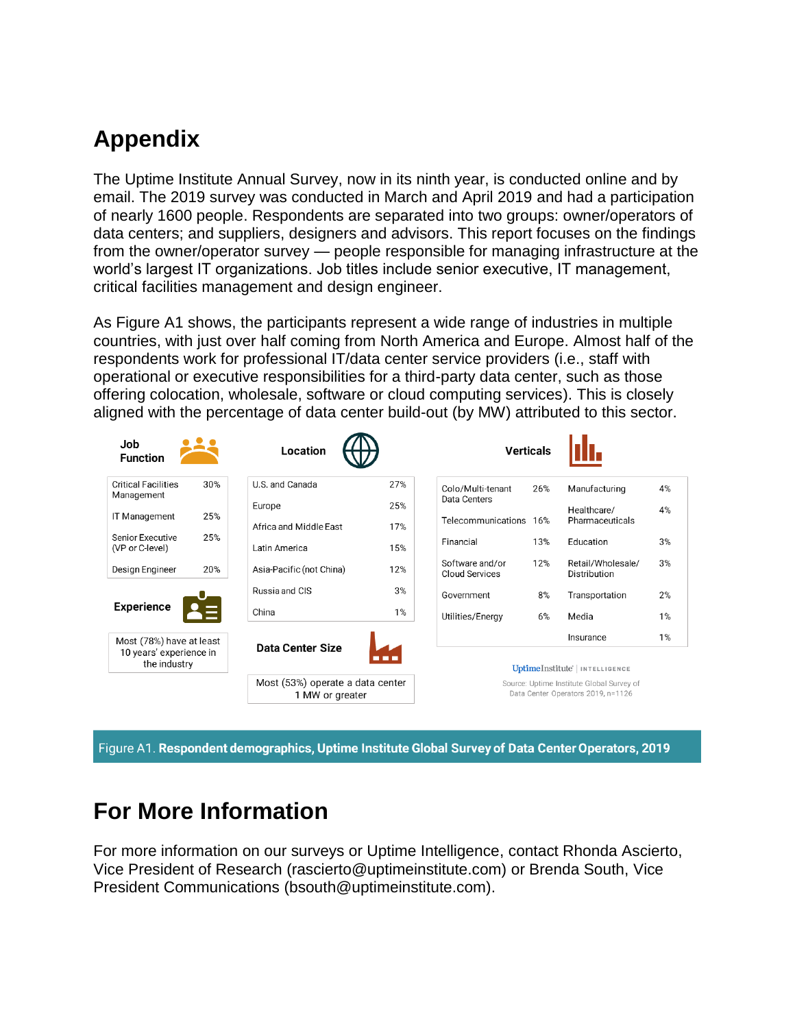# Appendix

The Uptime Institute Annual Survey, now in its ninth year, is conducted online and by email. The 2019 survey was conducted in March and April 2019 and had a participation of nearly 1600 people. Respondents are separated into two groups: owner/operators of data centers; and suppliers, designers and advisors. This report focuses on the findings from the owner/operator survey — people responsible for managing infrastructure at the world's largest IT organizations. Job titles include senior executive, IT management, critical facilities management and design engineer.

As Figure A1 shows, the participants represent a wide range of industries in multiple countries, with just over half coming from North America and Europe. Almost half of the respondents work for professional IT/data center service providers (i.e., staff with operational or executive responsibilities for a third-party data center, such as those offering colocation, wholesale, software or cloud computing services). This is closely aligned with the percentage of data center build-out (by MW) attributed to this sector.

**Job Function**

| | |
|---|---|
| Critical Facilities Management | 30% |
| IT Management | 25% |
| Senior Executive (VP or C-level) | 25% |
| Design Engineer | 20% |

**Experience**

Most (78%) have at least 10 years' experience in the industry

**Location**

| | |
|---|---|
| U.S. and Canada | 27% |
| Europe | 25% |
| Africa and Middle East | 17% |
| Latin America | 15% |
| Asia-Pacific (not China) | 12% |
| Russia and CIS | 3% |
| China | 1% |

**Data Center Size**

Most (53%) operate a data center 1 MW or greater

**Verticals**

| | | | |
|---|---|---|---|
| Colo/Multi-tenant Data Centers | 26% | Manufacturing | 4% |
| Telecommunications | 16% | Healthcare/ Pharmaceuticals | 4% |
| Financial | 13% | Education | 3% |
| Software and/or Cloud Services | 12% | Retail/Wholesale/ Distribution | 3% |
| Government | 8% | Transportation | 2% |
| Utilities/Energy | 6% | Media | 1% |
| | | Insurance | 1% |

UptimeInstitute | INTELLIGENCE

Source: Uptime Institute Global Survey of Data Center Operators 2019, n=1126

Figure A1. **Respondent demographics, Uptime Institute Global Survey of Data Center Operators, 2019**

# For More Information

For more information on our surveys or Uptime Intelligence, contact Rhonda Ascierto, Vice President of Research (rascierto@uptimeinstitute.com) or Brenda South, Vice President Communications (bsouth@uptimeinstitute.com).